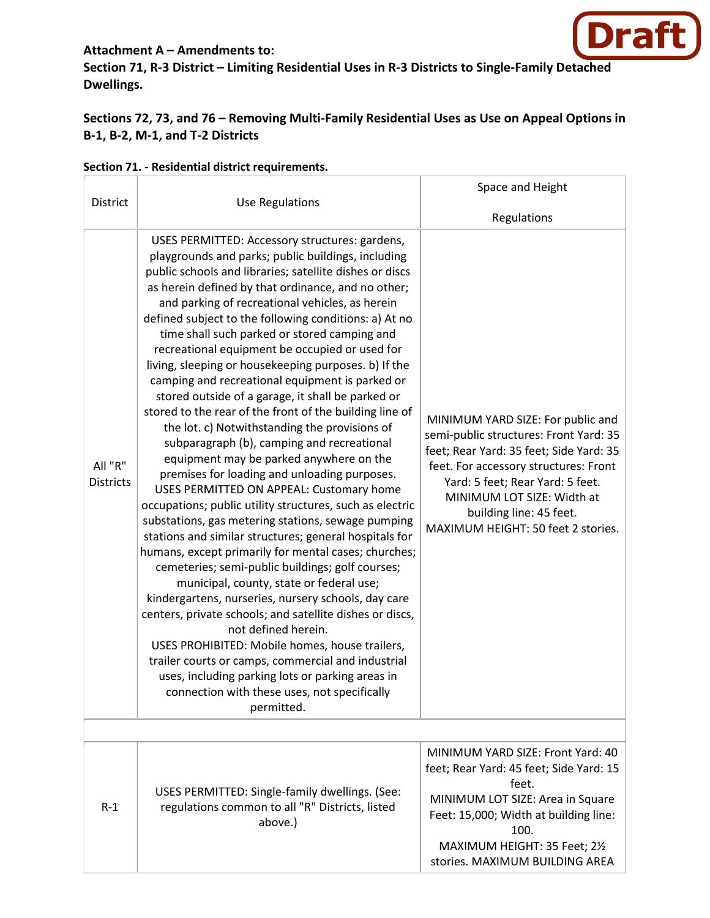Draft

**Attachment A – Amendments to:**
**Section 71, R-3 District – Limiting Residential Uses in R-3 Districts to Single-Family Detached Dwellings.**

**Sections 72, 73, and 76 – Removing Multi-Family Residential Uses as Use on Appeal Options in B-1, B-2, M-1, and T-2 Districts**

**Section 71. - Residential district requirements.**

| District | Use Regulations | Space and Height Regulations |
|---|---|---|
| All "R" Districts | USES PERMITTED: Accessory structures: gardens, playgrounds and parks; public buildings, including public schools and libraries; satellite dishes or discs as herein defined by that ordinance, and no other; and parking of recreational vehicles, as herein defined subject to the following conditions: a) At no time shall such parked or stored camping and recreational equipment be occupied or used for living, sleeping or housekeeping purposes. b) If the camping and recreational equipment is parked or stored outside of a garage, it shall be parked or stored to the rear of the front of the building line of the lot. c) Notwithstanding the provisions of subparagraph (b), camping and recreational equipment may be parked anywhere on the premises for loading and unloading purposes. USES PERMITTED ON APPEAL: Customary home occupations; public utility structures, such as electric substations, gas metering stations, sewage pumping stations and similar structures; general hospitals for humans, except primarily for mental cases; churches; cemeteries; semi-public buildings; golf courses; municipal, county, state or federal use; kindergartens, nurseries, nursery schools, day care centers, private schools; and satellite dishes or discs, not defined herein. USES PROHIBITED: Mobile homes, house trailers, trailer courts or camps, commercial and industrial uses, including parking lots or parking areas in connection with these uses, not specifically permitted. | MINIMUM YARD SIZE: For public and semi-public structures: Front Yard: 35 feet; Rear Yard: 35 feet; Side Yard: 35 feet. For accessory structures: Front Yard: 5 feet; Rear Yard: 5 feet. MINIMUM LOT SIZE: Width at building line: 45 feet. MAXIMUM HEIGHT: 50 feet 2 stories. |
| | | |
| R-1 | USES PERMITTED: Single-family dwellings. (See: regulations common to all "R" Districts, listed above.) | MINIMUM YARD SIZE: Front Yard: 40 feet; Rear Yard: 45 feet; Side Yard: 15 feet. MINIMUM LOT SIZE: Area in Square Feet: 15,000; Width at building line: 100. MAXIMUM HEIGHT: 35 Feet; 2½ stories. MAXIMUM BUILDING AREA |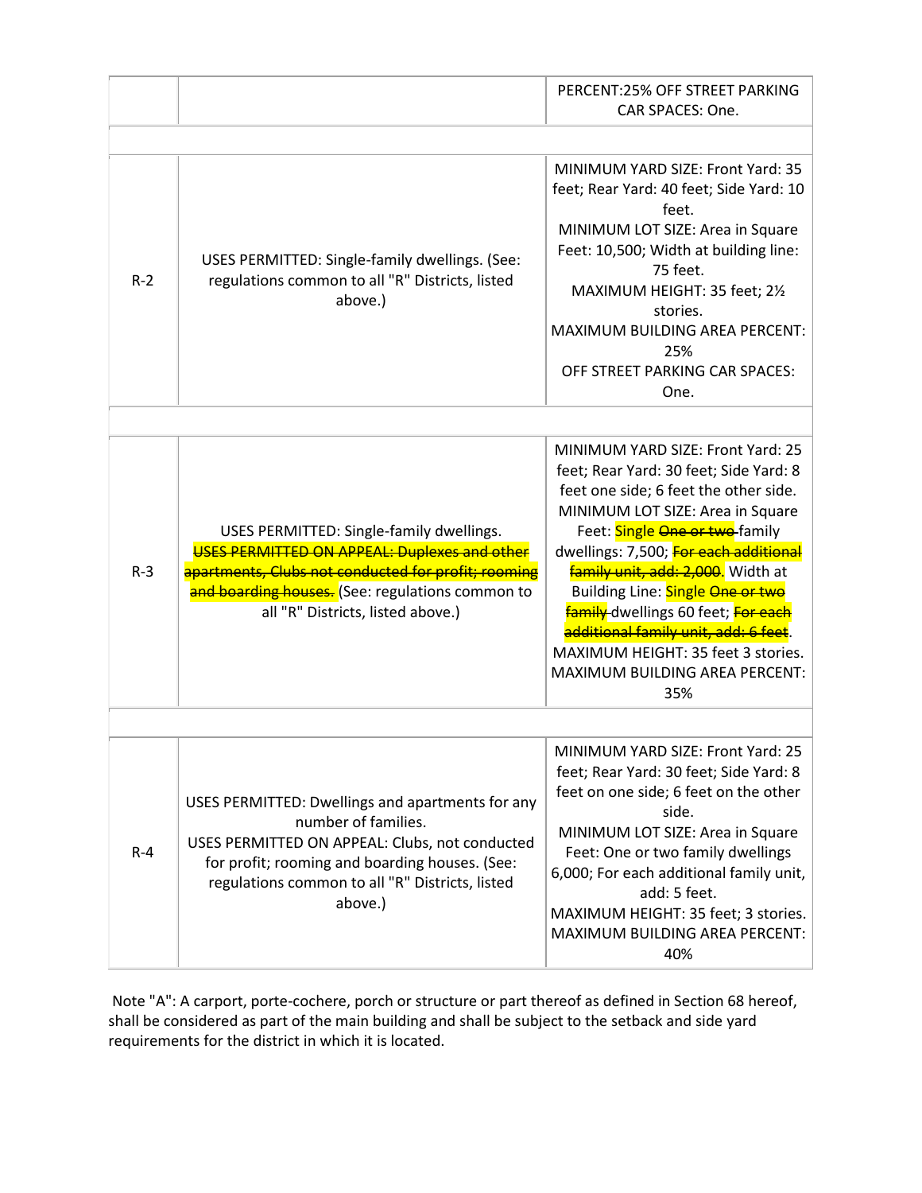| | | |
|---|---|---|
| | | PERCENT:25% OFF STREET PARKING CAR SPACES: One. |
| | | |
| R-2 | USES PERMITTED: Single-family dwellings. (See: regulations common to all "R" Districts, listed above.) | MINIMUM YARD SIZE: Front Yard: 35 feet; Rear Yard: 40 feet; Side Yard: 10 feet.<br>MINIMUM LOT SIZE: Area in Square Feet: 10,500; Width at building line: 75 feet.<br>MAXIMUM HEIGHT: 35 feet; 2½ stories.<br>MAXIMUM BUILDING AREA PERCENT: 25%<br>OFF STREET PARKING CAR SPACES: One. |
| | | |
| R-3 | USES PERMITTED: Single-family dwellings. ~~USES PERMITTED ON APPEAL: Duplexes and other apartments, Clubs not conducted for profit; rooming and boarding houses.~~ (See: regulations common to all "R" Districts, listed above.) | MINIMUM YARD SIZE: Front Yard: 25 feet; Rear Yard: 30 feet; Side Yard: 8 feet one side; 6 feet the other side.<br>MINIMUM LOT SIZE: Area in Square Feet: Single ~~One or two~~ family dwellings: 7,500; ~~For each additional family unit, add: 2,000~~. Width at Building Line: Single ~~One or two family~~ dwellings 60 feet; ~~For each additional family unit, add: 6 feet~~.<br>MAXIMUM HEIGHT: 35 feet 3 stories.<br>MAXIMUM BUILDING AREA PERCENT: 35% |
| | | |
| R-4 | USES PERMITTED: Dwellings and apartments for any number of families.<br>USES PERMITTED ON APPEAL: Clubs, not conducted for profit; rooming and boarding houses. (See: regulations common to all "R" Districts, listed above.) | MINIMUM YARD SIZE: Front Yard: 25 feet; Rear Yard: 30 feet; Side Yard: 8 feet on one side; 6 feet on the other side.<br>MINIMUM LOT SIZE: Area in Square Feet: One or two family dwellings 6,000; For each additional family unit, add: 5 feet.<br>MAXIMUM HEIGHT: 35 feet; 3 stories.<br>MAXIMUM BUILDING AREA PERCENT: 40% |

Note "A": A carport, porte-cochere, porch or structure or part thereof as defined in Section 68 hereof, shall be considered as part of the main building and shall be subject to the setback and side yard requirements for the district in which it is located.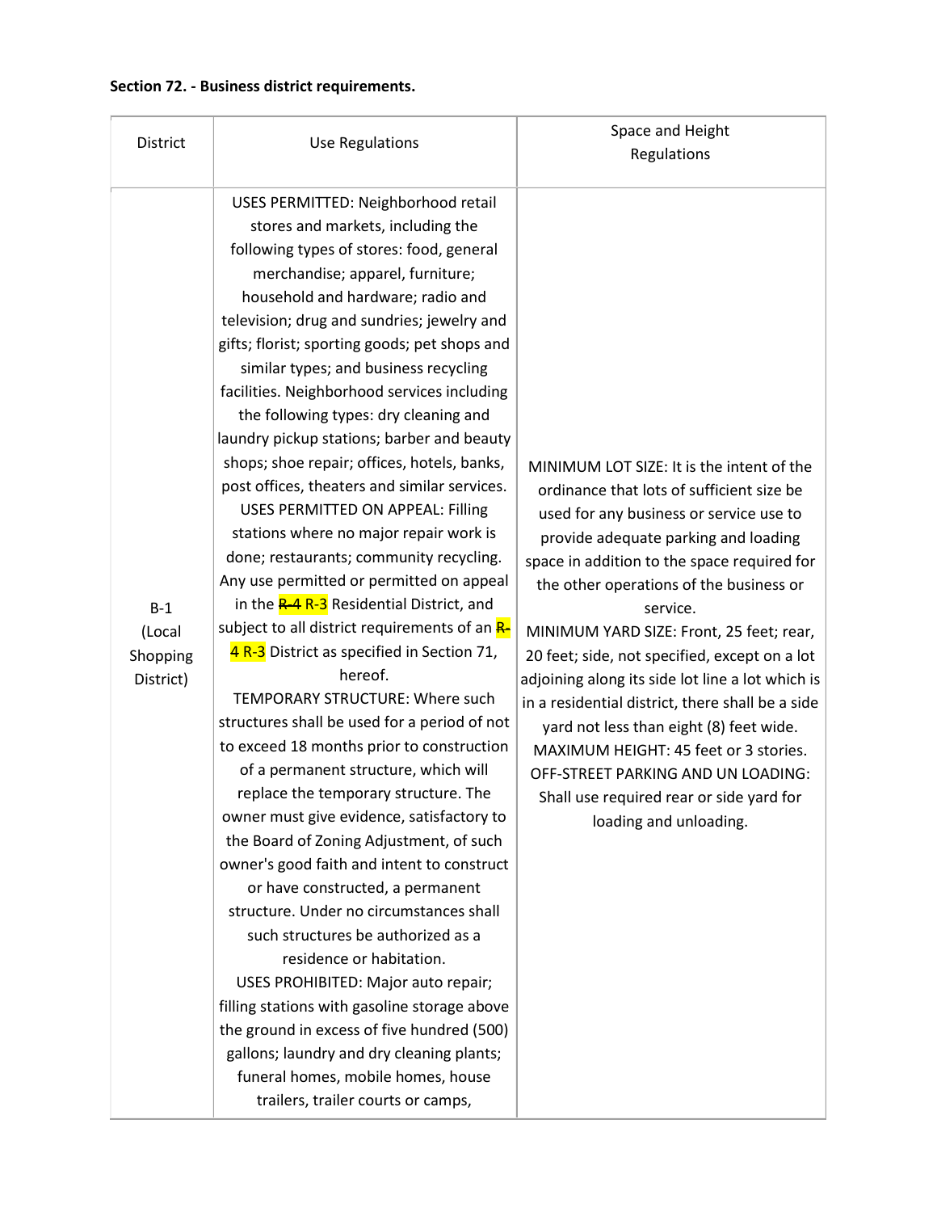**Section 72. - Business district requirements.**

| District | Use Regulations | Space and Height Regulations |
| --- | --- | --- |
| B-1 (Local Shopping District) | USES PERMITTED: Neighborhood retail stores and markets, including the following types of stores: food, general merchandise; apparel, furniture; household and hardware; radio and television; drug and sundries; jewelry and gifts; florist; sporting goods; pet shops and similar types; and business recycling facilities. Neighborhood services including the following types: dry cleaning and laundry pickup stations; barber and beauty shops; shoe repair; offices, hotels, banks, post offices, theaters and similar services. USES PERMITTED ON APPEAL: Filling stations where no major repair work is done; restaurants; community recycling. Any use permitted or permitted on appeal in the ~~R-4~~ R-3 Residential District, and subject to all district requirements of an ~~R-4~~ R-3 District as specified in Section 71, hereof. TEMPORARY STRUCTURE: Where such structures shall be used for a period of not to exceed 18 months prior to construction of a permanent structure, which will replace the temporary structure. The owner must give evidence, satisfactory to the Board of Zoning Adjustment, of such owner's good faith and intent to construct or have constructed, a permanent structure. Under no circumstances shall such structures be authorized as a residence or habitation. USES PROHIBITED: Major auto repair; filling stations with gasoline storage above the ground in excess of five hundred (500) gallons; laundry and dry cleaning plants; funeral homes, mobile homes, house trailers, trailer courts or camps, | MINIMUM LOT SIZE: It is the intent of the ordinance that lots of sufficient size be used for any business or service use to provide adequate parking and loading space in addition to the space required for the other operations of the business or service. MINIMUM YARD SIZE: Front, 25 feet; rear, 20 feet; side, not specified, except on a lot adjoining along its side lot line a lot which is in a residential district, there shall be a side yard not less than eight (8) feet wide. MAXIMUM HEIGHT: 45 feet or 3 stories. OFF-STREET PARKING AND UN LOADING: Shall use required rear or side yard for loading and unloading. |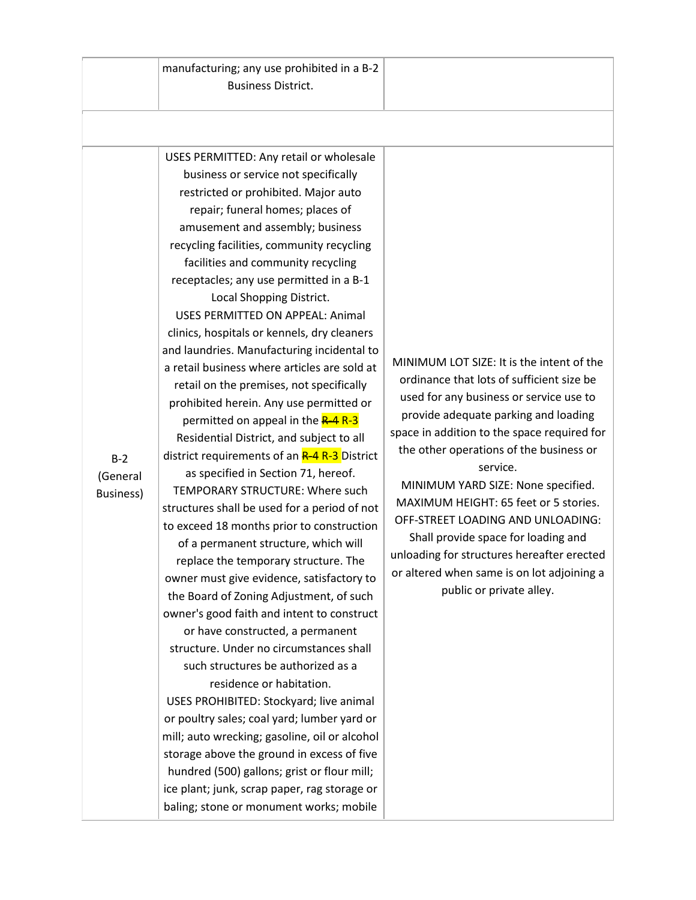| | | |
|---|---|---|
| | manufacturing; any use prohibited in a B-2 Business District. | |
| | | |
| B-2 (General Business) | USES PERMITTED: Any retail or wholesale business or service not specifically restricted or prohibited. Major auto repair; funeral homes; places of amusement and assembly; business recycling facilities, community recycling facilities and community recycling receptacles; any use permitted in a B-1 Local Shopping District.<br>USES PERMITTED ON APPEAL: Animal clinics, hospitals or kennels, dry cleaners and laundries. Manufacturing incidental to a retail business where articles are sold at retail on the premises, not specifically prohibited herein. Any use permitted or permitted on appeal in the ~~R-4~~ R-3 Residential District, and subject to all district requirements of an ~~R-4~~ R-3 District as specified in Section 71, hereof.<br>TEMPORARY STRUCTURE: Where such structures shall be used for a period of not to exceed 18 months prior to construction of a permanent structure, which will replace the temporary structure. The owner must give evidence, satisfactory to the Board of Zoning Adjustment, of such owner's good faith and intent to construct or have constructed, a permanent structure. Under no circumstances shall such structures be authorized as a residence or habitation.<br>USES PROHIBITED: Stockyard; live animal or poultry sales; coal yard; lumber yard or mill; auto wrecking; gasoline, oil or alcohol storage above the ground in excess of five hundred (500) gallons; grist or flour mill; ice plant; junk, scrap paper, rag storage or baling; stone or monument works; mobile | MINIMUM LOT SIZE: It is the intent of the ordinance that lots of sufficient size be used for any business or service use to provide adequate parking and loading space in addition to the space required for the other operations of the business or service.<br>MINIMUM YARD SIZE: None specified.<br>MAXIMUM HEIGHT: 65 feet or 5 stories.<br>OFF-STREET LOADING AND UNLOADING: Shall provide space for loading and unloading for structures hereafter erected or altered when same is on lot adjoining a public or private alley. |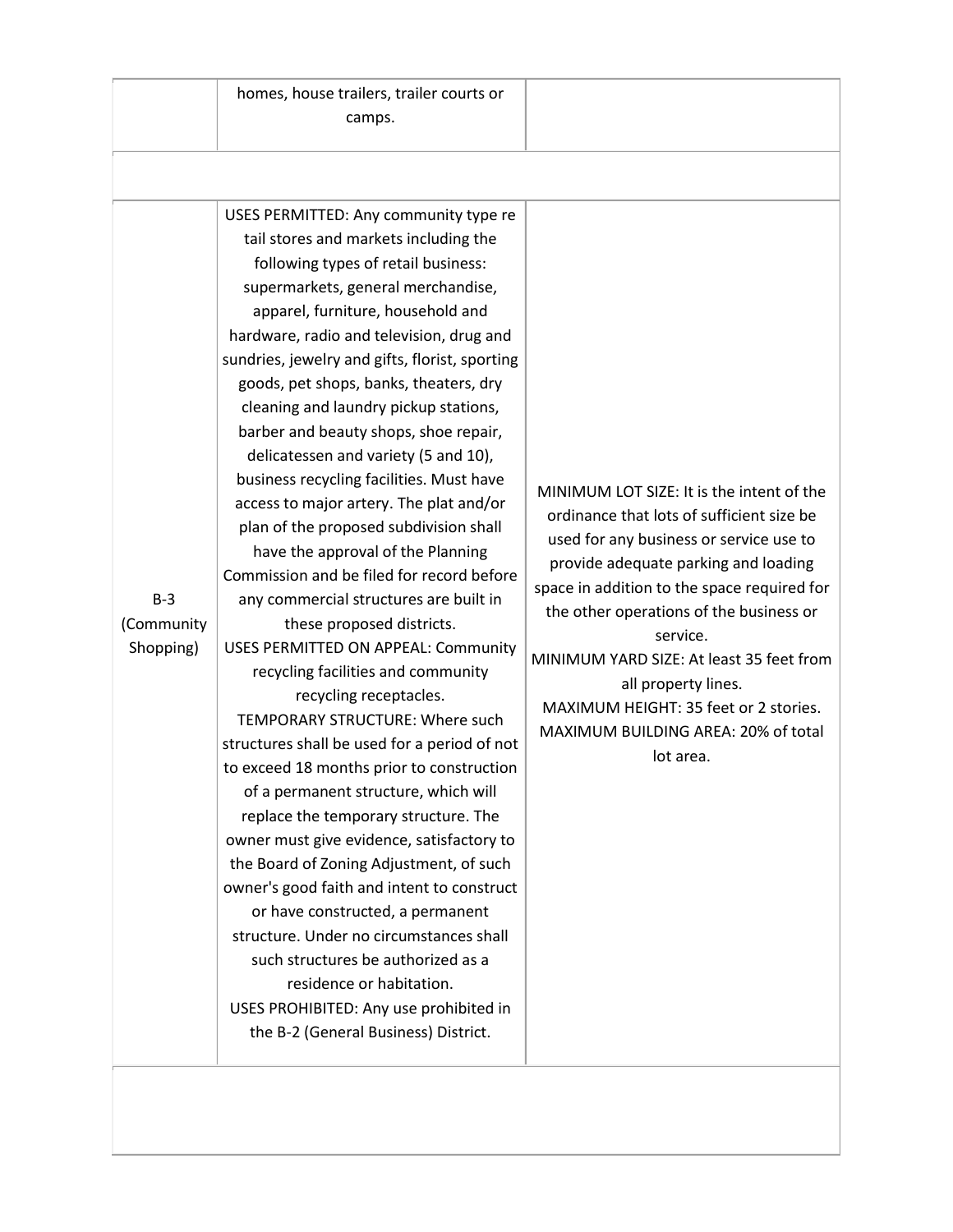| | | |
|---|---|---|
| | homes, house trailers, trailer courts or camps. | |
| | | |
| B-3 (Community Shopping) | USES PERMITTED: Any community type re tail stores and markets including the following types of retail business: supermarkets, general merchandise, apparel, furniture, household and hardware, radio and television, drug and sundries, jewelry and gifts, florist, sporting goods, pet shops, banks, theaters, dry cleaning and laundry pickup stations, barber and beauty shops, shoe repair, delicatessen and variety (5 and 10), business recycling facilities. Must have access to major artery. The plat and/or plan of the proposed subdivision shall have the approval of the Planning Commission and be filed for record before any commercial structures are built in these proposed districts.<br>USES PERMITTED ON APPEAL: Community recycling facilities and community recycling receptacles.<br>TEMPORARY STRUCTURE: Where such structures shall be used for a period of not to exceed 18 months prior to construction of a permanent structure, which will replace the temporary structure. The owner must give evidence, satisfactory to the Board of Zoning Adjustment, of such owner's good faith and intent to construct or have constructed, a permanent structure. Under no circumstances shall such structures be authorized as a residence or habitation.<br>USES PROHIBITED: Any use prohibited in the B-2 (General Business) District. | MINIMUM LOT SIZE: It is the intent of the ordinance that lots of sufficient size be used for any business or service use to provide adequate parking and loading space in addition to the space required for the other operations of the business or service.<br>MINIMUM YARD SIZE: At least 35 feet from all property lines.<br>MAXIMUM HEIGHT: 35 feet or 2 stories.<br>MAXIMUM BUILDING AREA: 20% of total lot area. |
| | | |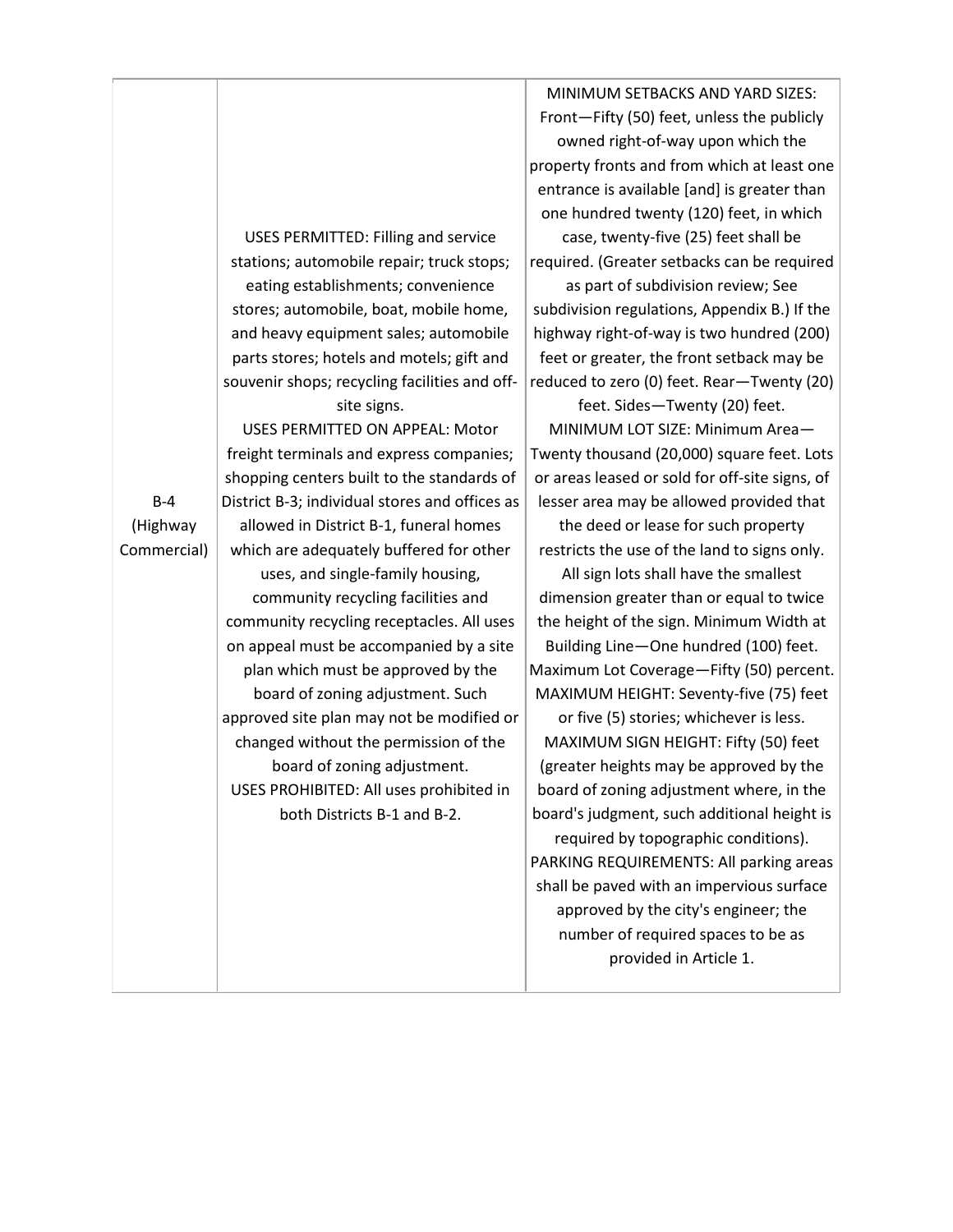| | | |
|---|---|---|
| B-4 (Highway Commercial) | USES PERMITTED: Filling and service stations; automobile repair; truck stops; eating establishments; convenience stores; automobile, boat, mobile home, and heavy equipment sales; automobile parts stores; hotels and motels; gift and souvenir shops; recycling facilities and off-site signs.<br>USES PERMITTED ON APPEAL: Motor freight terminals and express companies; shopping centers built to the standards of District B-3; individual stores and offices as allowed in District B-1, funeral homes which are adequately buffered for other uses, and single-family housing, community recycling facilities and community recycling receptacles. All uses on appeal must be accompanied by a site plan which must be approved by the board of zoning adjustment. Such approved site plan may not be modified or changed without the permission of the board of zoning adjustment.<br>USES PROHIBITED: All uses prohibited in both Districts B-1 and B-2. | MINIMUM SETBACKS AND YARD SIZES: Front—Fifty (50) feet, unless the publicly owned right-of-way upon which the property fronts and from which at least one entrance is available [and] is greater than one hundred twenty (120) feet, in which case, twenty-five (25) feet shall be required. (Greater setbacks can be required as part of subdivision review; See subdivision regulations, Appendix B.) If the highway right-of-way is two hundred (200) feet or greater, the front setback may be reduced to zero (0) feet. Rear—Twenty (20) feet. Sides—Twenty (20) feet.<br>MINIMUM LOT SIZE: Minimum Area—Twenty thousand (20,000) square feet. Lots or areas leased or sold for off-site signs, of lesser area may be allowed provided that the deed or lease for such property restricts the use of the land to signs only. All sign lots shall have the smallest dimension greater than or equal to twice the height of the sign. Minimum Width at Building Line—One hundred (100) feet. Maximum Lot Coverage—Fifty (50) percent.<br>MAXIMUM HEIGHT: Seventy-five (75) feet or five (5) stories; whichever is less.<br>MAXIMUM SIGN HEIGHT: Fifty (50) feet (greater heights may be approved by the board of zoning adjustment where, in the board's judgment, such additional height is required by topographic conditions).<br>PARKING REQUIREMENTS: All parking areas shall be paved with an impervious surface approved by the city's engineer; the number of required spaces to be as provided in Article 1. |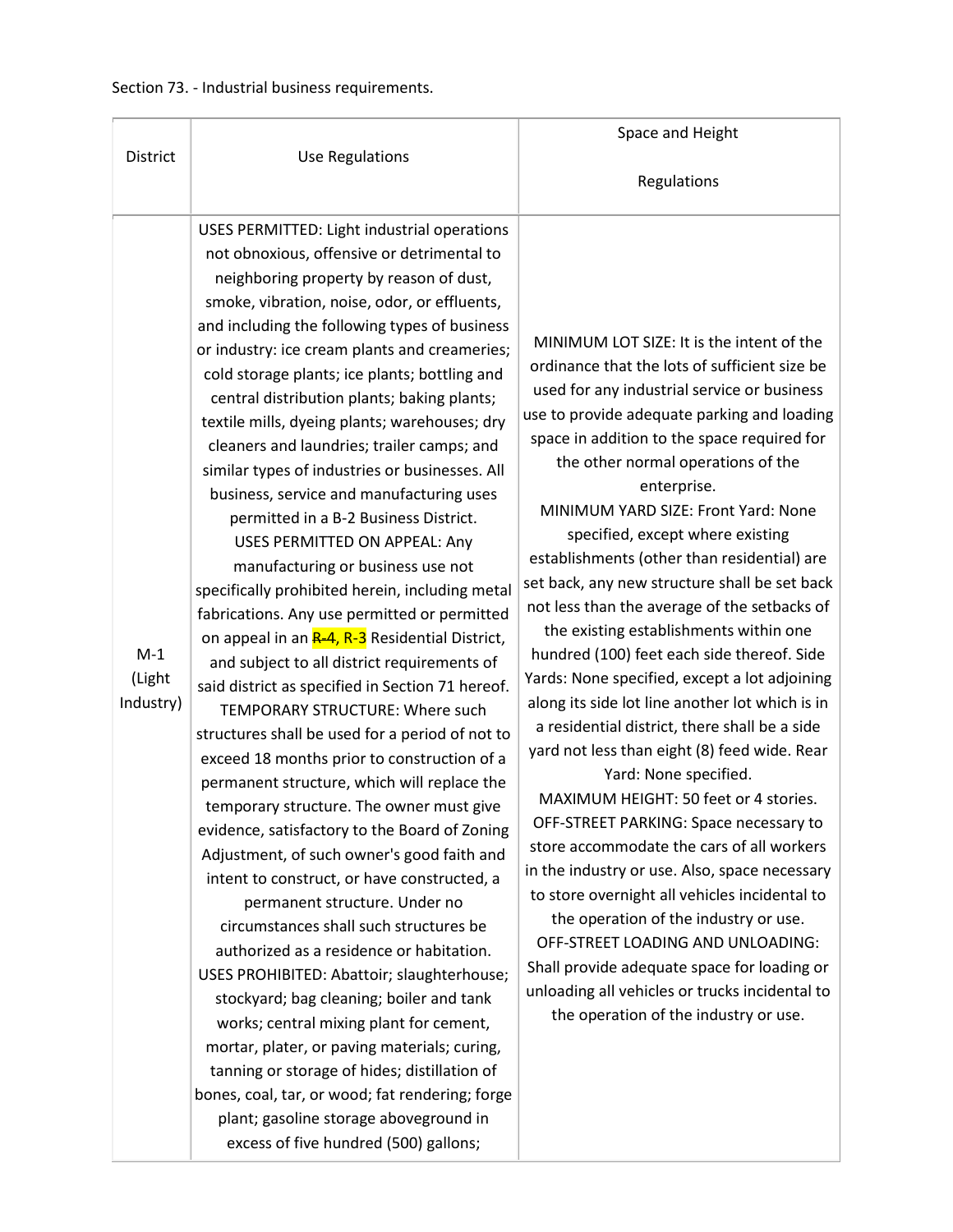Section 73. - Industrial business requirements.

| District | Use Regulations | Space and Height Regulations |
| --- | --- | --- |
| M-1 (Light Industry) | USES PERMITTED: Light industrial operations not obnoxious, offensive or detrimental to neighboring property by reason of dust, smoke, vibration, noise, odor, or effluents, and including the following types of business or industry: ice cream plants and creameries; cold storage plants; ice plants; bottling and central distribution plants; baking plants; textile mills, dyeing plants; warehouses; dry cleaners and laundries; trailer camps; and similar types of industries or businesses. All business, service and manufacturing uses permitted in a B-2 Business District. USES PERMITTED ON APPEAL: Any manufacturing or business use not specifically prohibited herein, including metal fabrications. Any use permitted or permitted on appeal in an ~~R-4,~~ R-3 Residential District, and subject to all district requirements of said district as specified in Section 71 hereof. TEMPORARY STRUCTURE: Where such structures shall be used for a period of not to exceed 18 months prior to construction of a permanent structure, which will replace the temporary structure. The owner must give evidence, satisfactory to the Board of Zoning Adjustment, of such owner's good faith and intent to construct, or have constructed, a permanent structure. Under no circumstances shall such structures be authorized as a residence or habitation. USES PROHIBITED: Abattoir; slaughterhouse; stockyard; bag cleaning; boiler and tank works; central mixing plant for cement, mortar, plater, or paving materials; curing, tanning or storage of hides; distillation of bones, coal, tar, or wood; fat rendering; forge plant; gasoline storage aboveground in excess of five hundred (500) gallons; | MINIMUM LOT SIZE: It is the intent of the ordinance that the lots of sufficient size be used for any industrial service or business use to provide adequate parking and loading space in addition to the space required for the other normal operations of the enterprise. MINIMUM YARD SIZE: Front Yard: None specified, except where existing establishments (other than residential) are set back, any new structure shall be set back not less than the average of the setbacks of the existing establishments within one hundred (100) feet each side thereof. Side Yards: None specified, except a lot adjoining along its side lot line another lot which is in a residential district, there shall be a side yard not less than eight (8) feed wide. Rear Yard: None specified. MAXIMUM HEIGHT: 50 feet or 4 stories. OFF-STREET PARKING: Space necessary to store accommodate the cars of all workers in the industry or use. Also, space necessary to store overnight all vehicles incidental to the operation of the industry or use. OFF-STREET LOADING AND UNLOADING: Shall provide adequate space for loading or unloading all vehicles or trucks incidental to the operation of the industry or use. |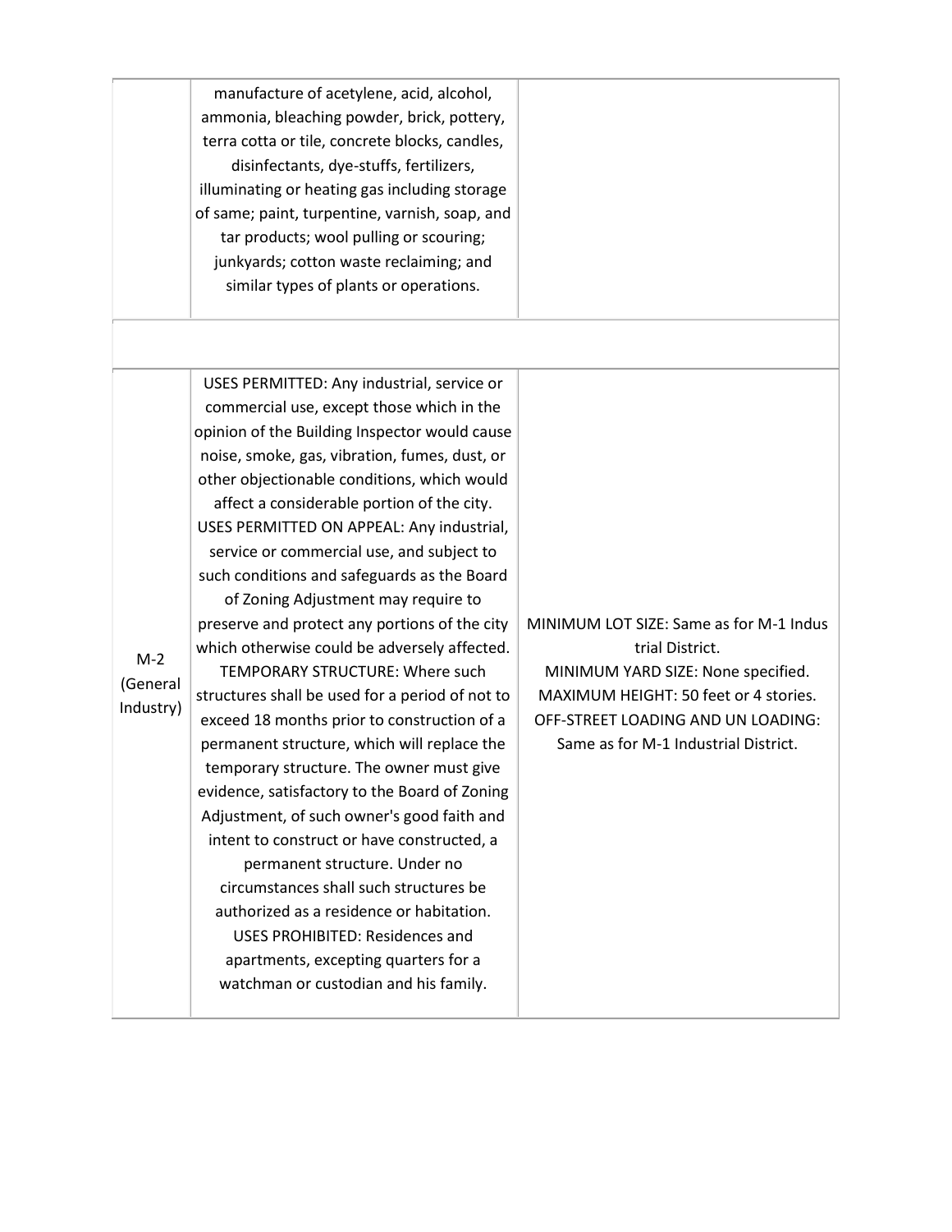| | | |
|---|---|---|
| | manufacture of acetylene, acid, alcohol, ammonia, bleaching powder, brick, pottery, terra cotta or tile, concrete blocks, candles, disinfectants, dye-stuffs, fertilizers, illuminating or heating gas including storage of same; paint, turpentine, varnish, soap, and tar products; wool pulling or scouring; junkyards; cotton waste reclaiming; and similar types of plants or operations. | |
| | | |
| M-2 (General Industry) | USES PERMITTED: Any industrial, service or commercial use, except those which in the opinion of the Building Inspector would cause noise, smoke, gas, vibration, fumes, dust, or other objectionable conditions, which would affect a considerable portion of the city. USES PERMITTED ON APPEAL: Any industrial, service or commercial use, and subject to such conditions and safeguards as the Board of Zoning Adjustment may require to preserve and protect any portions of the city which otherwise could be adversely affected. TEMPORARY STRUCTURE: Where such structures shall be used for a period of not to exceed 18 months prior to construction of a permanent structure, which will replace the temporary structure. The owner must give evidence, satisfactory to the Board of Zoning Adjustment, of such owner's good faith and intent to construct or have constructed, a permanent structure. Under no circumstances shall such structures be authorized as a residence or habitation. USES PROHIBITED: Residences and apartments, excepting quarters for a watchman or custodian and his family. | MINIMUM LOT SIZE: Same as for M-1 Industrial District. MINIMUM YARD SIZE: None specified. MAXIMUM HEIGHT: 50 feet or 4 stories. OFF-STREET LOADING AND UN LOADING: Same as for M-1 Industrial District. |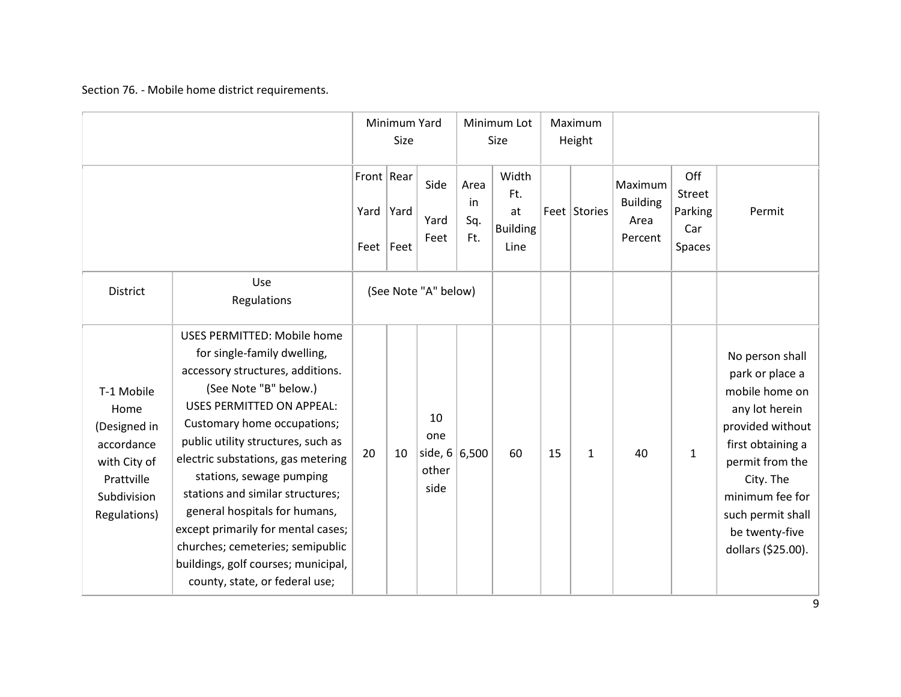Section 76. - Mobile home district requirements.

| | | Minimum Yard Size | | | Minimum Lot Size | | Maximum Height | | | | |
|---|---|---|---|---|---|---|---|---|---|---|---|
| | | Front Yard Feet | Rear Yard Feet | Side Yard Feet | Area in Sq. Ft. | Width Ft. at Building Line | Feet | Stories | Maximum Building Area Percent | Off Street Parking Car Spaces | Permit |
| District | Use Regulations | (See Note "A" below) | | | | | | | | | |
| T-1 Mobile Home (Designed in accordance with City of Prattville Subdivision Regulations) | USES PERMITTED: Mobile home for single-family dwelling, accessory structures, additions. (See Note "B" below.) USES PERMITTED ON APPEAL: Customary home occupations; public utility structures, such as electric substations, gas metering stations, sewage pumping stations and similar structures; general hospitals for humans, except primarily for mental cases; churches; cemeteries; semipublic buildings, golf courses; municipal, county, state, or federal use; | 20 | 10 | 10 one side, 6 other side | 6,500 | 60 | 15 | 1 | 40 | 1 | No person shall park or place a mobile home on any lot herein provided without first obtaining a permit from the City. The minimum fee for such permit shall be twenty-five dollars ($25.00). |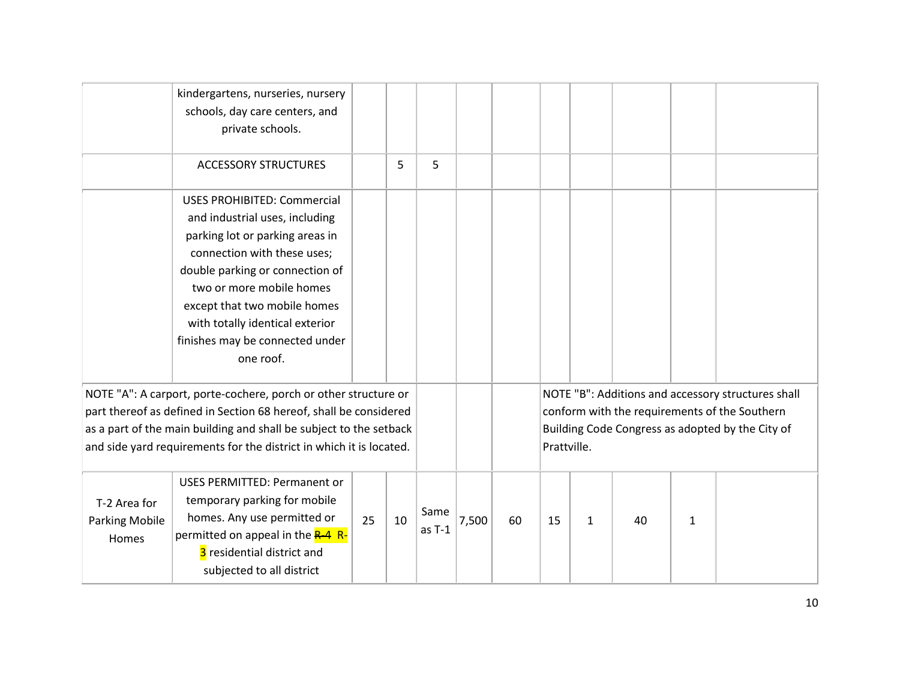| | | | | | | | | | | | |
|---|---|---|---|---|---|---|---|---|---|---|---|
| | kindergartens, nurseries, nursery schools, day care centers, and private schools. | | | | | | | | | | |
| | ACCESSORY STRUCTURES | | 5 | 5 | | | | | | | |
| | USES PROHIBITED: Commercial and industrial uses, including parking lot or parking areas in connection with these uses; double parking or connection of two or more mobile homes except that two mobile homes with totally identical exterior finishes may be connected under one roof. | | | | | | | | | | |
| NOTE "A": A carport, porte-cochere, porch or other structure or part thereof as defined in Section 68 hereof, shall be considered as a part of the main building and shall be subject to the setback and side yard requirements for the district in which it is located. | | | | | | | NOTE "B": Additions and accessory structures shall conform with the requirements of the Southern Building Code Congress as adopted by the City of Prattville. | | | | |
| T-2 Area for Parking Mobile Homes | USES PERMITTED: Permanent or temporary parking for mobile homes. Any use permitted or permitted on appeal in the ~~R-4~~ R-3 residential district and subjected to all district | 25 | 10 | Same as T-1 | 7,500 | 60 | 15 | 1 | 40 | 1 | |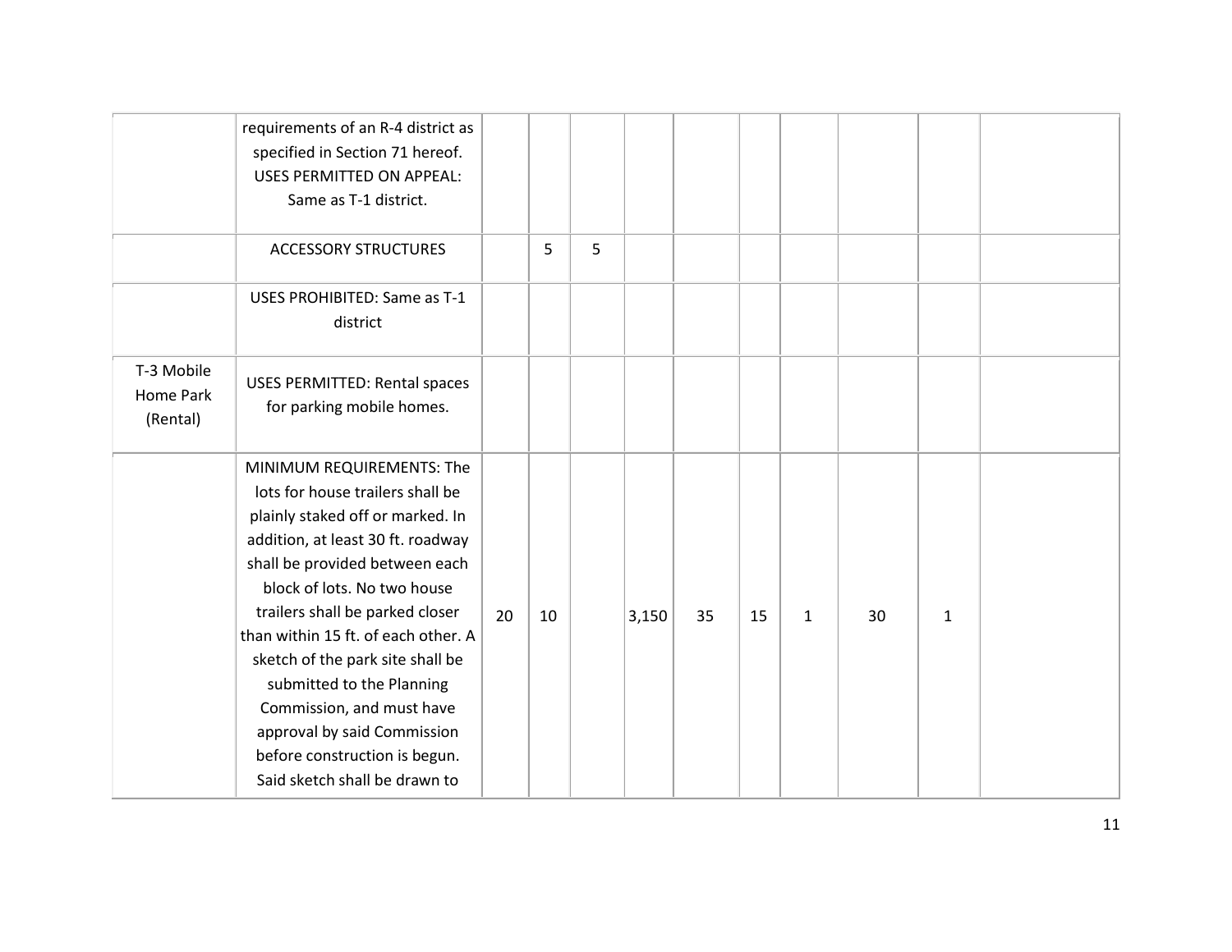| | | | | | | | | | | | |
|---|---|---|---|---|---|---|---|---|---|---|---|
| | requirements of an R-4 district as specified in Section 71 hereof. USES PERMITTED ON APPEAL: Same as T-1 district. | | | | | | | | | | |
| | ACCESSORY STRUCTURES | | 5 | 5 | | | | | | | |
| | USES PROHIBITED: Same as T-1 district | | | | | | | | | | |
| T-3 Mobile Home Park (Rental) | USES PERMITTED: Rental spaces for parking mobile homes. | | | | | | | | | | |
| | MINIMUM REQUIREMENTS: The lots for house trailers shall be plainly staked off or marked. In addition, at least 30 ft. roadway shall be provided between each block of lots. No two house trailers shall be parked closer than within 15 ft. of each other. A sketch of the park site shall be submitted to the Planning Commission, and must have approval by said Commission before construction is begun. Said sketch shall be drawn to | 20 | 10 | | 3,150 | 35 | 15 | 1 | 30 | 1 | |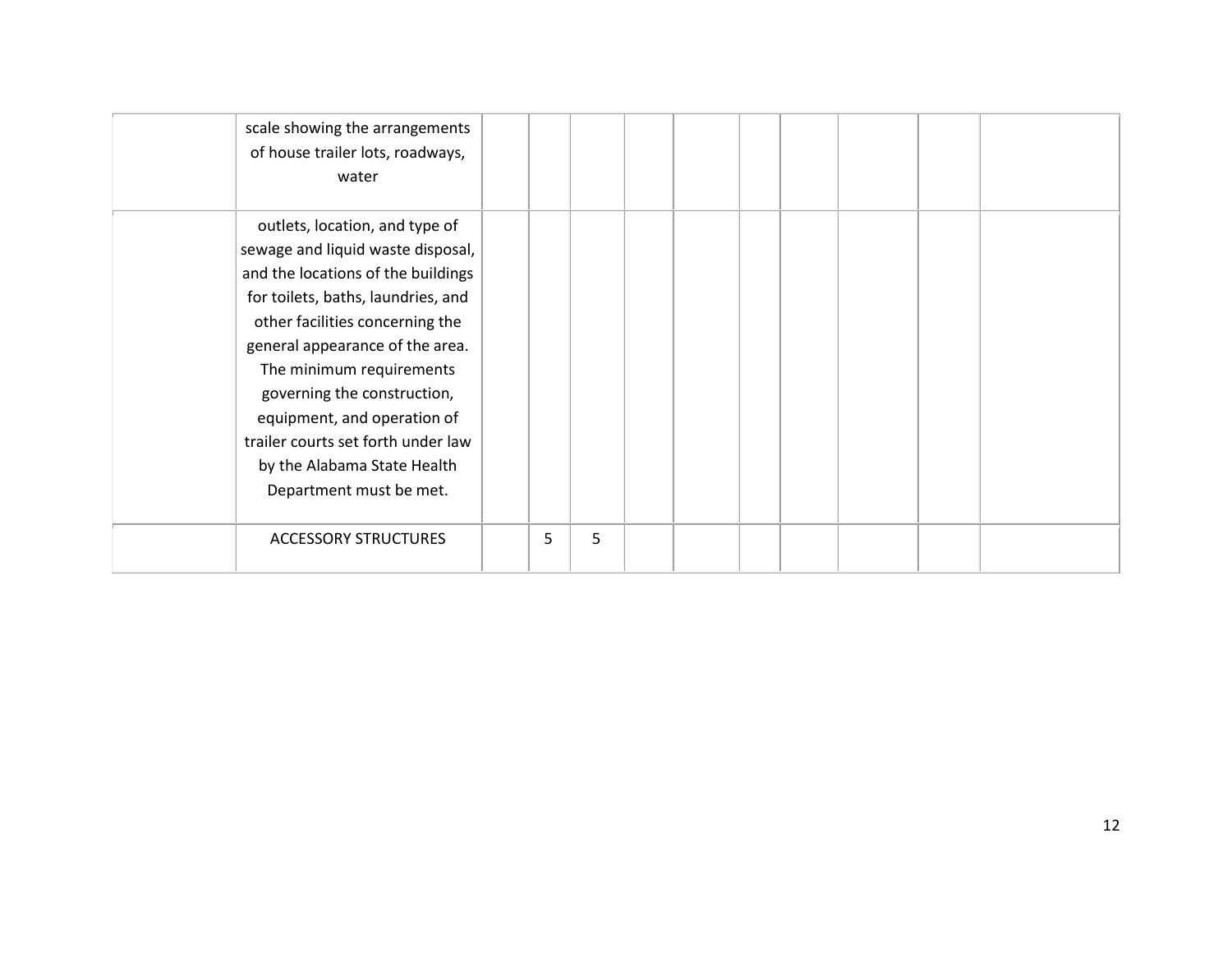| | | | | | | | | | | | |
|---|---|---|---|---|---|---|---|---|---|---|---|
| | scale showing the arrangements of house trailer lots, roadways, water | | | | | | | | | | |
| | outlets, location, and type of sewage and liquid waste disposal, and the locations of the buildings for toilets, baths, laundries, and other facilities concerning the general appearance of the area. The minimum requirements governing the construction, equipment, and operation of trailer courts set forth under law by the Alabama State Health Department must be met. | | | | | | | | | | |
| | ACCESSORY STRUCTURES | | 5 | 5 | | | | | | | |